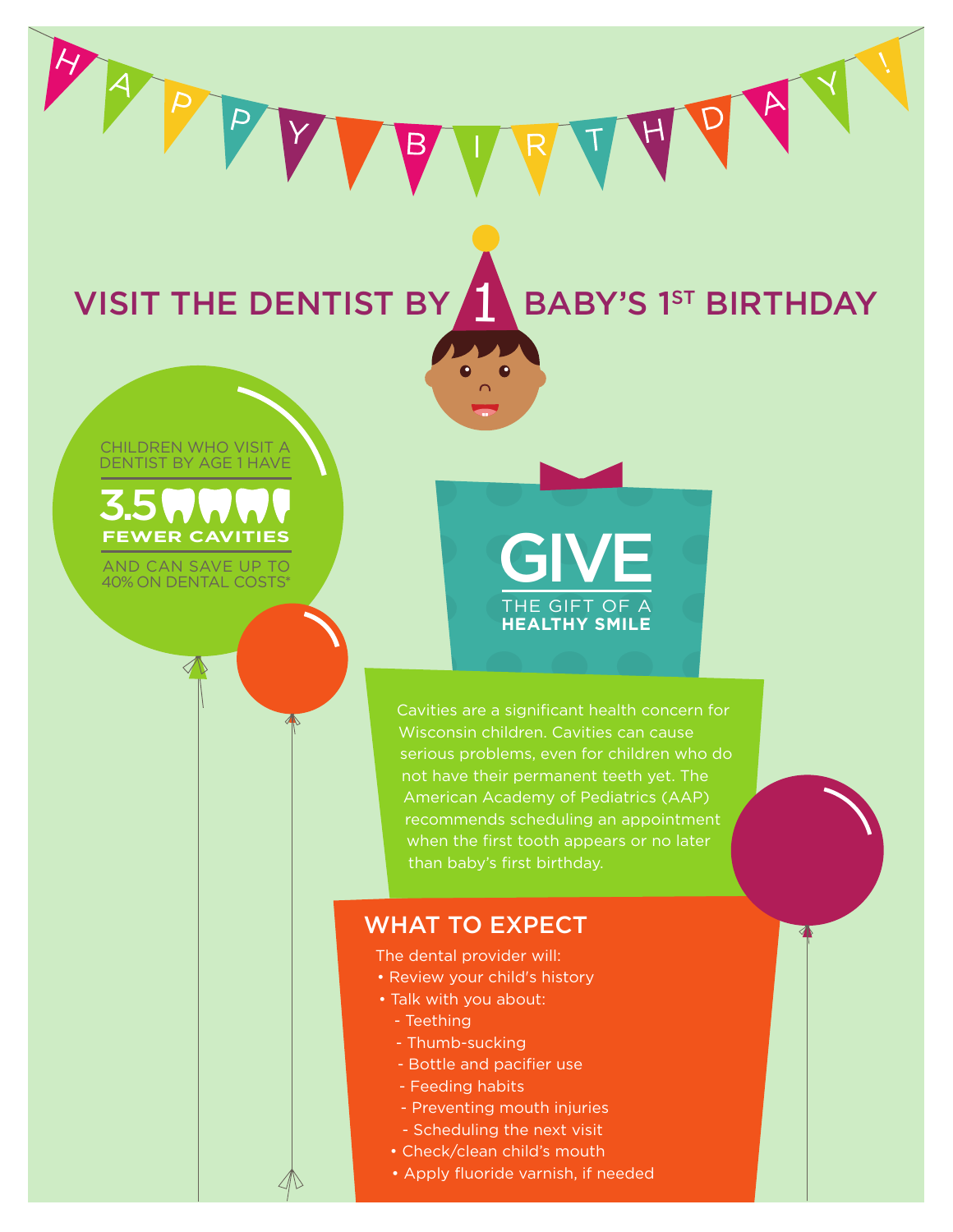HAPPY BIRTHDAY!

# VISIT THE DENTIST BY 1 BABY'S 1ST BIRTHDAY

CHILDREN WHO VISIT A DENTIST BY AGE 1 HAVE

**3.5 FEWER CAVITIES**

AND CAN SAVE UP TO 40% ON DENTAL COSTS*

## GIVE
THE GIFT OF A **HEALTHY SMILE**

Cavities are a significant health concern for Wisconsin children. Cavities can cause serious problems, even for children who do not have their permanent teeth yet. The American Academy of Pediatrics (AAP) recommends scheduling an appointment when the first tooth appears or no later than baby's first birthday.

## WHAT TO EXPECT

The dental provider will:

- Review your child's history
- Talk with you about:
  - Teething
  - Thumb-sucking
  - Bottle and pacifier use
  - Feeding habits
  - Preventing mouth injuries
  - Scheduling the next visit
- Check/clean child's mouth
- Apply fluoride varnish, if needed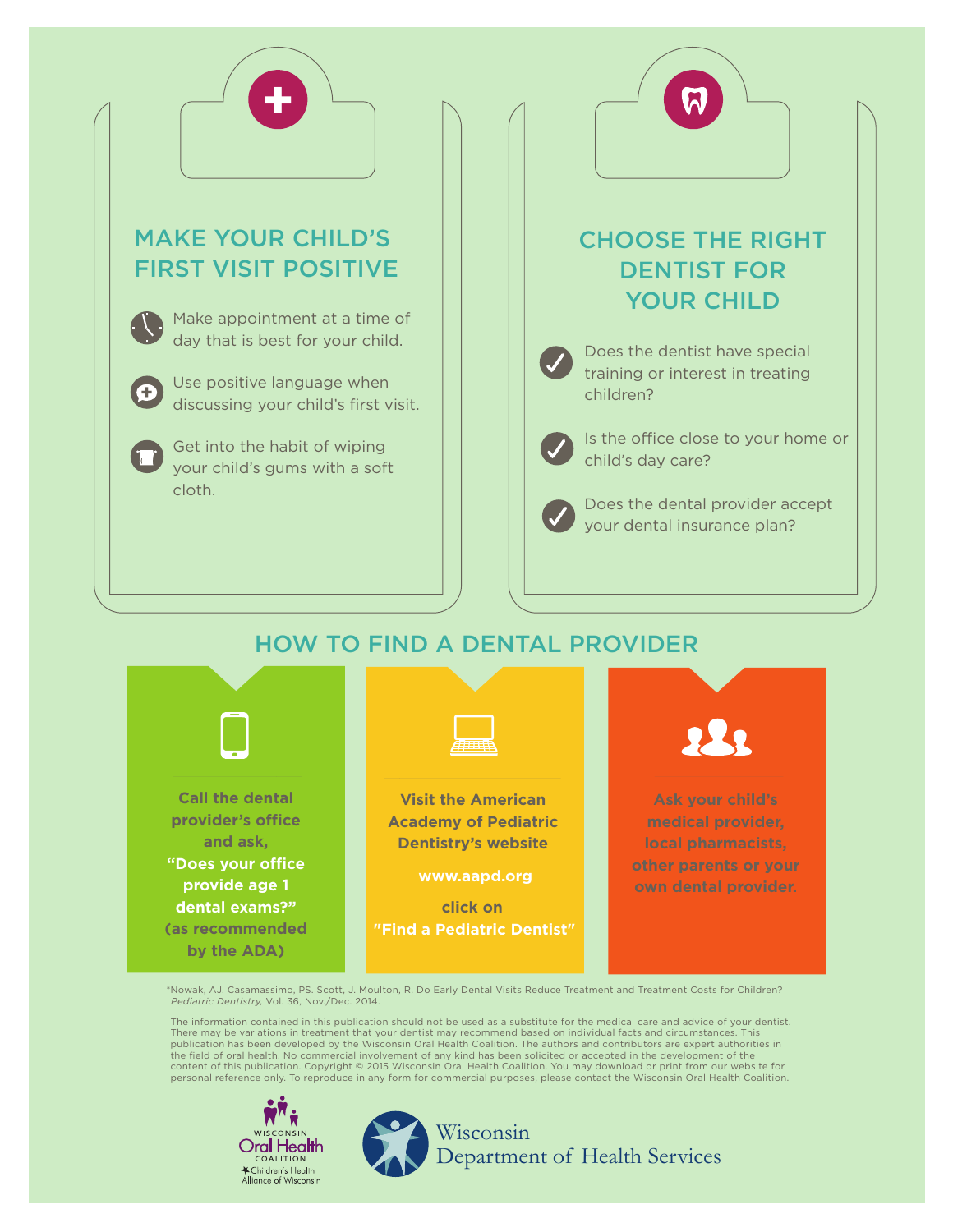## MAKE YOUR CHILD'S FIRST VISIT POSITIVE

- Make appointment at a time of day that is best for your child.
- Use positive language when discussing your child's first visit.
- Get into the habit of wiping your child's gums with a soft cloth.

## CHOOSE THE RIGHT DENTIST FOR YOUR CHILD

- Does the dentist have special training or interest in treating children?
- Is the office close to your home or child's day care?
- Does the dental provider accept your dental insurance plan?

## HOW TO FIND A DENTAL PROVIDER

**Call the dental provider's office and ask, "Does your office provide age 1 dental exams?" (as recommended by the ADA)**

**Visit the American Academy of Pediatric Dentistry's website**

**www.aapd.org**

**click on "Find a Pediatric Dentist"**

**Ask your child's medical provider, local pharmacists, other parents or your own dental provider.**

*Nowak, AJ. Casamassimo, PS. Scott, J. Moulton, R. Do Early Dental Visits Reduce Treatment and Treatment Costs for Children? *Pediatric Dentistry*, Vol. 36, Nov./Dec. 2014.

The information contained in this publication should not be used as a substitute for the medical care and advice of your dentist. There may be variations in treatment that your dentist may recommend based on individual facts and circumstances. This publication has been developed by the Wisconsin Oral Health Coalition. The authors and contributors are expert authorities in the field of oral health. No commercial involvement of any kind has been solicited or accepted in the development of the content of this publication. Copyright © 2015 Wisconsin Oral Health Coalition. You may download or print from our website for personal reference only. To reproduce in any form for commercial purposes, please contact the Wisconsin Oral Health Coalition.

Wisconsin Oral Health Coalition
Children's Health Alliance of Wisconsin

Wisconsin Department of Health Services